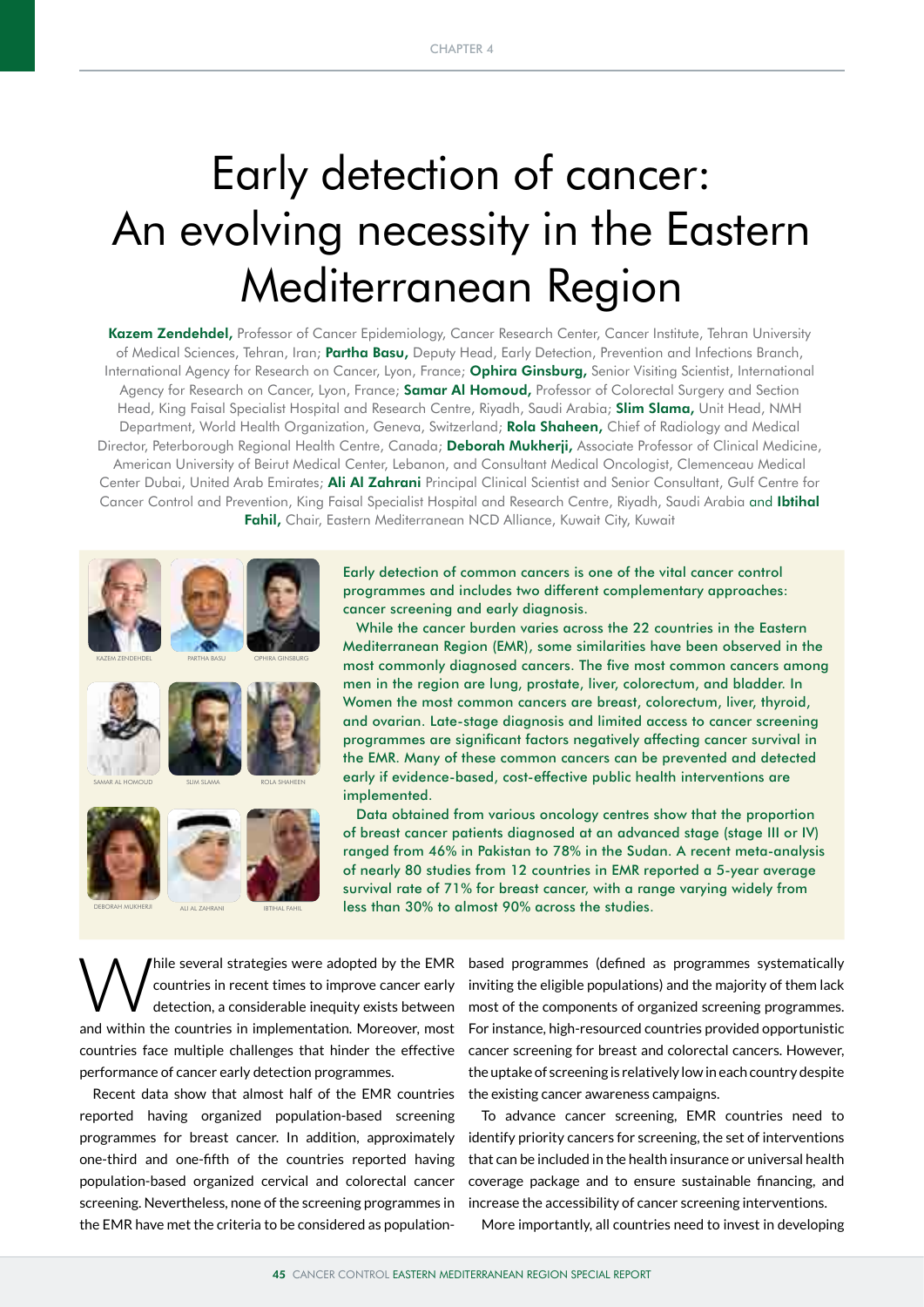# Early detection of cancer: An evolving necessity in the Eastern Mediterranean Region

**Kazem Zendehdel,** Professor of Cancer Epidemiology, Cancer Research Center, Cancer Institute, Tehran University of Medical Sciences, Tehran, Iran; **Partha Basu,** Deputy Head, Early Detection, Prevention and Infections Branch, International Agency for Research on Cancer, Lyon, France; **Ophira Ginsburg,** Senior Visiting Scientist, International Agency for Research on Cancer, Lyon, France; **Samar Al Homoud,** Professor of Colorectal Surgery and Section Head, King Faisal Specialist Hospital and Research Centre, Riyadh, Saudi Arabia; **Slim Slama,** Unit Head, NMH Department, World Health Organization, Geneva, Switzerland; **Rola Shaheen,** Chief of Radiology and Medical Director, Peterborough Regional Health Centre, Canada; **Deborah Mukherji,** Associate Professor of Clinical Medicine, American University of Beirut Medical Center, Lebanon, and Consultant Medical Oncologist, Clemenceau Medical Center Dubai, United Arab Emirates; **Ali Al Zahrani** Principal Clinical Scientist and Senior Consultant, Gulf Centre for Cancer Control and Prevention, King Faisal Specialist Hospital and Research Centre, Riyadh, Saudi Arabia and **Ibtihal Fahil,** Chair, Eastern Mediterranean NCD Alliance, Kuwait City, Kuwait

KAZEM ZENDEHDEL, PARTHA BASU, OPHIRA GINSBURG, SAMAR AL HOMOUD, SLIM SLAMA, ROLA SHAHEEN, DEBORAH MUKHERJI, ALI AL ZAHRANI, IBTIHAL FAHIL

Early detection of common cancers is one of the vital cancer control programmes and includes two different complementary approaches: cancer screening and early diagnosis.

While the cancer burden varies across the 22 countries in the Eastern Mediterranean Region (EMR), some similarities have been observed in the most commonly diagnosed cancers. The five most common cancers among men in the region are lung, prostate, liver, colorectum, and bladder. In Women the most common cancers are breast, colorectum, liver, thyroid, and ovarian. Late-stage diagnosis and limited access to cancer screening programmes are significant factors negatively affecting cancer survival in the EMR. Many of these common cancers can be prevented and detected early if evidence-based, cost-effective public health interventions are implemented.

Data obtained from various oncology centres show that the proportion of breast cancer patients diagnosed at an advanced stage (stage III or IV) ranged from 46% in Pakistan to 78% in the Sudan. A recent meta-analysis of nearly 80 studies from 12 countries in EMR reported a 5-year average survival rate of 71% for breast cancer, with a range varying widely from less than 30% to almost 90% across the studies.

While several strategies were adopted by the EMR countries in recent times to improve cancer early detection, a considerable inequity exists between and within the countries in implementation. Moreover, most countries face multiple challenges that hinder the effective performance of cancer early detection programmes.

Recent data show that almost half of the EMR countries reported having organized population-based screening programmes for breast cancer. In addition, approximately one-third and one-fifth of the countries reported having population-based organized cervical and colorectal cancer screening. Nevertheless, none of the screening programmes in the EMR have met the criteria to be considered as population-based programmes (defined as programmes systematically inviting the eligible populations) and the majority of them lack most of the components of organized screening programmes. For instance, high-resourced countries provided opportunistic cancer screening for breast and colorectal cancers. However, the uptake of screening is relatively low in each country despite the existing cancer awareness campaigns.

To advance cancer screening, EMR countries need to identify priority cancers for screening, the set of interventions that can be included in the health insurance or universal health coverage package and to ensure sustainable financing, and increase the accessibility of cancer screening interventions.

More importantly, all countries need to invest in developing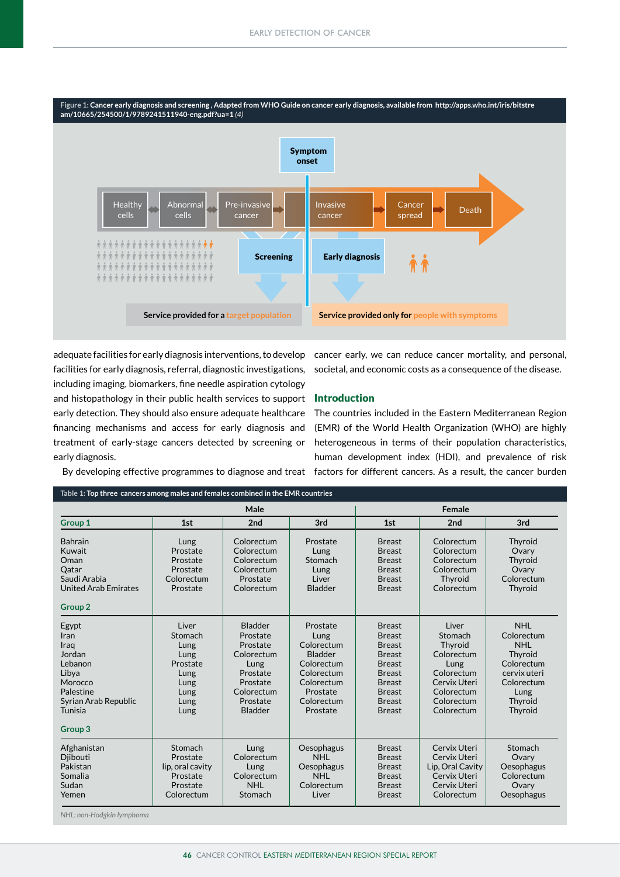**Figure 1:** Cancer early diagnosis and screening , Adapted from WHO Guide on cancer early diagnosis, available from http://apps.who.int/iris/bitstream/10665/254500/1/9789241511940-eng.pdf?ua=1 *(4)*

Symptom onset

Healthy cells → Abnormal cells → Pre-invasive cancer → Invasive cancer → Cancer spread → Death

Screening — Service provided for a target population

Early diagnosis — Service provided only for people with symptoms

adequate facilities for early diagnosis interventions, to develop facilities for early diagnosis, referral, diagnostic investigations, including imaging, biomarkers, fine needle aspiration cytology and histopathology in their public health services to support early detection. They should also ensure adequate healthcare financing mechanisms and access for early diagnosis and treatment of early-stage cancers detected by screening or early diagnosis.

By developing effective programmes to diagnose and treat cancer early, we can reduce cancer mortality, and personal, societal, and economic costs as a consequence of the disease.

## Introduction

The countries included in the Eastern Mediterranean Region (EMR) of the World Health Organization (WHO) are highly heterogeneous in terms of their population characteristics, human development index (HDI), and prevalence of risk factors for different cancers. As a result, the cancer burden

**Table 1:** Top three cancers among males and females combined in the EMR countries

| | Male | | | Female | | |
|---|---|---|---|---|---|---|
| **Group 1** | 1st | 2nd | 3rd | 1st | 2nd | 3rd |
| Bahrain | Lung | Colorectum | Prostate | Breast | Colorectum | Thyroid |
| Kuwait | Prostate | Colorectum | Lung | Breast | Colorectum | Ovary |
| Oman | Prostate | Colorectum | Stomach | Breast | Colorectum | Thyroid |
| Qatar | Prostate | Colorectum | Lung | Breast | Colorectum | Ovary |
| Saudi Arabia | Colorectum | Prostate | Liver | Breast | Thyroid | Colorectum |
| United Arab Emirates | Prostate | Colorectum | Bladder | Breast | Colorectum | Thyroid |
| **Group 2** | | | | | | |
| Egypt | Liver | Bladder | Prostate | Breast | Liver | NHL |
| Iran | Stomach | Prostate | Lung | Breast | Stomach | Colorectum |
| Iraq | Lung | Prostate | Colorectum | Breast | Thyroid | NHL |
| Jordan | Lung | Colorectum | Bladder | Breast | Colorectum | Thyroid |
| Lebanon | Prostate | Lung | Colorectum | Breast | Lung | Colorectum |
| Libya | Lung | Prostate | Colorectum | Breast | Colorectum | cervix uteri |
| Morocco | Lung | Prostate | Colorectum | Breast | Cervix Uteri | Colorectum |
| Palestine | Lung | Colorectum | Prostate | Breast | Colorectum | Lung |
| Syrian Arab Republic | Lung | Prostate | Colorectum | Breast | Colorectum | Thyroid |
| Tunisia | Lung | Bladder | Prostate | Breast | Colorectum | Thyroid |
| **Group 3** | | | | | | |
| Afghanistan | Stomach | Lung | Oesophagus | Breast | Cervix Uteri | Stomach |
| Djibouti | Prostate | Colorectum | NHL | Breast | Cervix Uteri | Ovary |
| Pakistan | lip, oral cavity | Lung | Oesophagus | Breast | Lip, Oral Cavity | Oesophagus |
| Somalia | Prostate | Colorectum | NHL | Breast | Cervix Uteri | Colorectum |
| Sudan | Prostate | NHL | Colorectum | Breast | Cervix Uteri | Ovary |
| Yemen | Colorectum | Stomach | Liver | Breast | Colorectum | Oesophagus |

*NHL: non-Hodgkin lymphoma*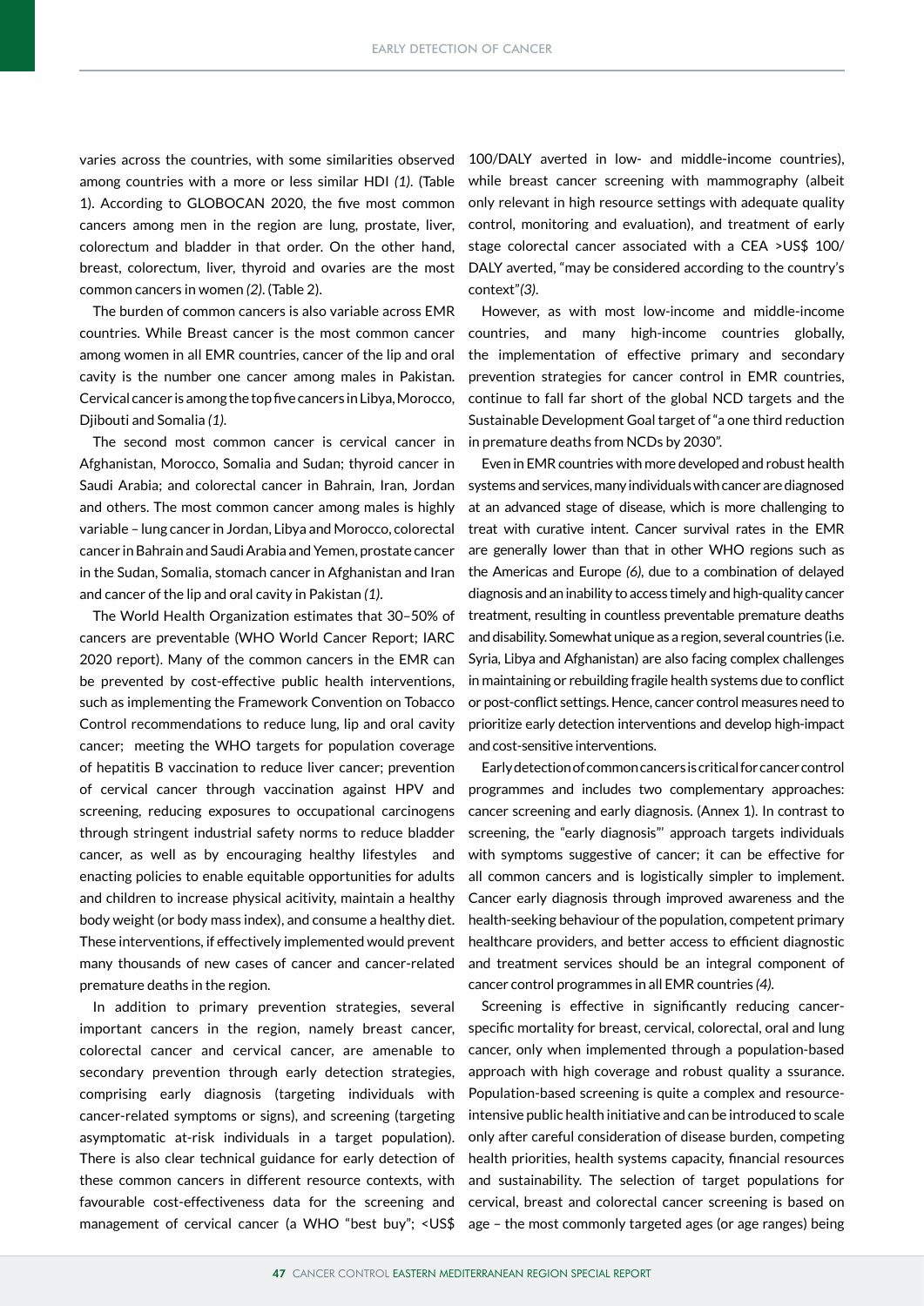varies across the countries, with some similarities observed among countries with a more or less similar HDI *(1)*. (Table 1). According to GLOBOCAN 2020, the five most common cancers among men in the region are lung, prostate, liver, colorectum and bladder in that order. On the other hand, breast, colorectum, liver, thyroid and ovaries are the most common cancers in women *(2)*. (Table 2).

The burden of common cancers is also variable across EMR countries. While Breast cancer is the most common cancer among women in all EMR countries, cancer of the lip and oral cavity is the number one cancer among males in Pakistan. Cervical cancer is among the top five cancers in Libya, Morocco, Djibouti and Somalia *(1)*.

The second most common cancer is cervical cancer in Afghanistan, Morocco, Somalia and Sudan; thyroid cancer in Saudi Arabia; and colorectal cancer in Bahrain, Iran, Jordan and others. The most common cancer among males is highly variable – lung cancer in Jordan, Libya and Morocco, colorectal cancer in Bahrain and Saudi Arabia and Yemen, prostate cancer in the Sudan, Somalia, stomach cancer in Afghanistan and Iran and cancer of the lip and oral cavity in Pakistan *(1)*.

The World Health Organization estimates that 30–50% of cancers are preventable (WHO World Cancer Report; IARC 2020 report). Many of the common cancers in the EMR can be prevented by cost-effective public health interventions, such as implementing the Framework Convention on Tobacco Control recommendations to reduce lung, lip and oral cavity cancer; meeting the WHO targets for population coverage of hepatitis B vaccination to reduce liver cancer; prevention of cervical cancer through vaccination against HPV and screening, reducing exposures to occupational carcinogens through stringent industrial safety norms to reduce bladder cancer, as well as by encouraging healthy lifestyles and enacting policies to enable equitable opportunities for adults and children to increase physical acitivity, maintain a healthy body weight (or body mass index), and consume a healthy diet. These interventions, if effectively implemented would prevent many thousands of new cases of cancer and cancer-related premature deaths in the region.

In addition to primary prevention strategies, several important cancers in the region, namely breast cancer, colorectal cancer and cervical cancer, are amenable to secondary prevention through early detection strategies, comprising early diagnosis (targeting individuals with cancer-related symptoms or signs), and screening (targeting asymptomatic at-risk individuals in a target population). There is also clear technical guidance for early detection of these common cancers in different resource contexts, with favourable cost-effectiveness data for the screening and management of cervical cancer (a WHO "best buy"; <US$ 100/DALY averted in low- and middle-income countries), while breast cancer screening with mammography (albeit only relevant in high resource settings with adequate quality control, monitoring and evaluation), and treatment of early stage colorectal cancer associated with a CEA >US$ 100/ DALY averted, "may be considered according to the country's context"*(3)*.

However, as with most low-income and middle-income countries, and many high-income countries globally, the implementation of effective primary and secondary prevention strategies for cancer control in EMR countries, continue to fall far short of the global NCD targets and the Sustainable Development Goal target of "a one third reduction in premature deaths from NCDs by 2030".

Even in EMR countries with more developed and robust health systems and services, many individuals with cancer are diagnosed at an advanced stage of disease, which is more challenging to treat with curative intent. Cancer survival rates in the EMR are generally lower than that in other WHO regions such as the Americas and Europe *(6)*, due to a combination of delayed diagnosis and an inability to access timely and high-quality cancer treatment, resulting in countless preventable premature deaths and disability. Somewhat unique as a region, several countries (i.e. Syria, Libya and Afghanistan) are also facing complex challenges in maintaining or rebuilding fragile health systems due to conflict or post-conflict settings. Hence, cancer control measures need to prioritize early detection interventions and develop high-impact and cost-sensitive interventions.

Early detection of common cancers is critical for cancer control programmes and includes two complementary approaches: cancer screening and early diagnosis. (Annex 1). In contrast to screening, the "early diagnosis"' approach targets individuals with symptoms suggestive of cancer; it can be effective for all common cancers and is logistically simpler to implement. Cancer early diagnosis through improved awareness and the health-seeking behaviour of the population, competent primary healthcare providers, and better access to efficient diagnostic and treatment services should be an integral component of cancer control programmes in all EMR countries *(4)*.

Screening is effective in significantly reducing cancer-specific mortality for breast, cervical, colorectal, oral and lung cancer, only when implemented through a population-based approach with high coverage and robust quality a ssurance. Population-based screening is quite a complex and resource-intensive public health initiative and can be introduced to scale only after careful consideration of disease burden, competing health priorities, health systems capacity, financial resources and sustainability. The selection of target populations for cervical, breast and colorectal cancer screening is based on age – the most commonly targeted ages (or age ranges) being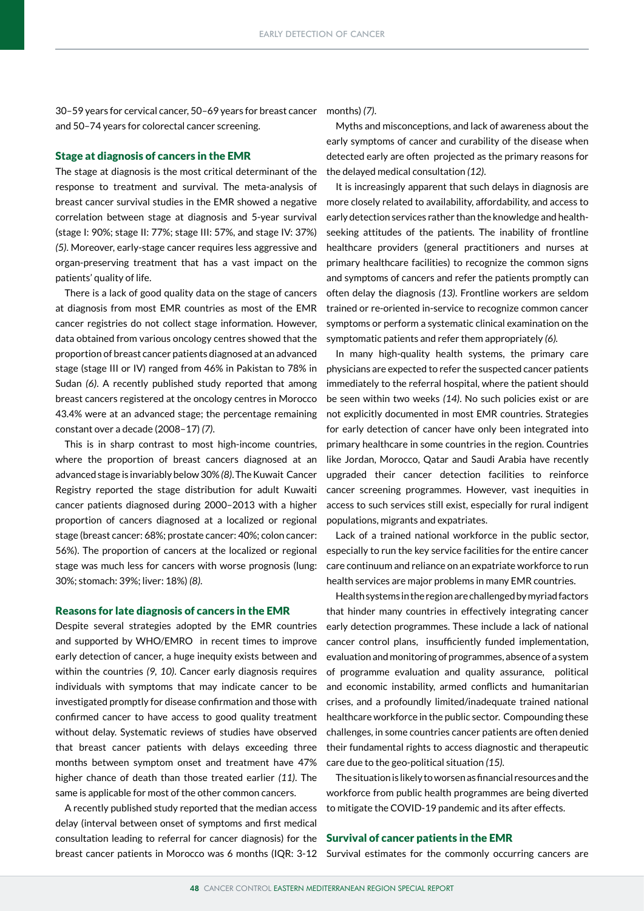30–59 years for cervical cancer, 50–69 years for breast cancer and 50–74 years for colorectal cancer screening.

## Stage at diagnosis of cancers in the EMR

The stage at diagnosis is the most critical determinant of the response to treatment and survival. The meta-analysis of breast cancer survival studies in the EMR showed a negative correlation between stage at diagnosis and 5-year survival (stage I: 90%; stage II: 77%; stage III: 57%, and stage IV: 37%) *(5)*. Moreover, early-stage cancer requires less aggressive and organ-preserving treatment that has a vast impact on the patients' quality of life.

There is a lack of good quality data on the stage of cancers at diagnosis from most EMR countries as most of the EMR cancer registries do not collect stage information. However, data obtained from various oncology centres showed that the proportion of breast cancer patients diagnosed at an advanced stage (stage III or IV) ranged from 46% in Pakistan to 78% in Sudan *(6)*. A recently published study reported that among breast cancers registered at the oncology centres in Morocco 43.4% were at an advanced stage; the percentage remaining constant over a decade (2008–17) *(7)*.

This is in sharp contrast to most high-income countries, where the proportion of breast cancers diagnosed at an advanced stage is invariably below 30% *(8)*. The Kuwait Cancer Registry reported the stage distribution for adult Kuwaiti cancer patients diagnosed during 2000–2013 with a higher proportion of cancers diagnosed at a localized or regional stage (breast cancer: 68%; prostate cancer: 40%; colon cancer: 56%). The proportion of cancers at the localized or regional stage was much less for cancers with worse prognosis (lung: 30%; stomach: 39%; liver: 18%) *(8)*.

## Reasons for late diagnosis of cancers in the EMR

Despite several strategies adopted by the EMR countries and supported by WHO/EMRO in recent times to improve early detection of cancer, a huge inequity exists between and within the countries *(9, 10)*. Cancer early diagnosis requires individuals with symptoms that may indicate cancer to be investigated promptly for disease confirmation and those with confirmed cancer to have access to good quality treatment without delay. Systematic reviews of studies have observed that breast cancer patients with delays exceeding three months between symptom onset and treatment have 47% higher chance of death than those treated earlier *(11)*. The same is applicable for most of the other common cancers.

A recently published study reported that the median access delay (interval between onset of symptoms and first medical consultation leading to referral for cancer diagnosis) for the breast cancer patients in Morocco was 6 months (IQR: 3-12 months) *(7)*.

Myths and misconceptions, and lack of awareness about the early symptoms of cancer and curability of the disease when detected early are often projected as the primary reasons for the delayed medical consultation *(12)*.

It is increasingly apparent that such delays in diagnosis are more closely related to availability, affordability, and access to early detection services rather than the knowledge and health-seeking attitudes of the patients. The inability of frontline healthcare providers (general practitioners and nurses at primary healthcare facilities) to recognize the common signs and symptoms of cancers and refer the patients promptly can often delay the diagnosis *(13)*. Frontline workers are seldom trained or re-oriented in-service to recognize common cancer symptoms or perform a systematic clinical examination on the symptomatic patients and refer them appropriately *(6)*.

In many high-quality health systems, the primary care physicians are expected to refer the suspected cancer patients immediately to the referral hospital, where the patient should be seen within two weeks *(14)*. No such policies exist or are not explicitly documented in most EMR countries. Strategies for early detection of cancer have only been integrated into primary healthcare in some countries in the region. Countries like Jordan, Morocco, Qatar and Saudi Arabia have recently upgraded their cancer detection facilities to reinforce cancer screening programmes. However, vast inequities in access to such services still exist, especially for rural indigent populations, migrants and expatriates.

Lack of a trained national workforce in the public sector, especially to run the key service facilities for the entire cancer care continuum and reliance on an expatriate workforce to run health services are major problems in many EMR countries.

Health systems in the region are challenged by myriad factors that hinder many countries in effectively integrating cancer early detection programmes. These include a lack of national cancer control plans, insufficiently funded implementation, evaluation and monitoring of programmes, absence of a system of programme evaluation and quality assurance, political and economic instability, armed conflicts and humanitarian crises, and a profoundly limited/inadequate trained national healthcare workforce in the public sector. Compounding these challenges, in some countries cancer patients are often denied their fundamental rights to access diagnostic and therapeutic care due to the geo-political situation *(15)*.

The situation is likely to worsen as financial resources and the workforce from public health programmes are being diverted to mitigate the COVID-19 pandemic and its after effects.

## Survival of cancer patients in the EMR

Survival estimates for the commonly occurring cancers are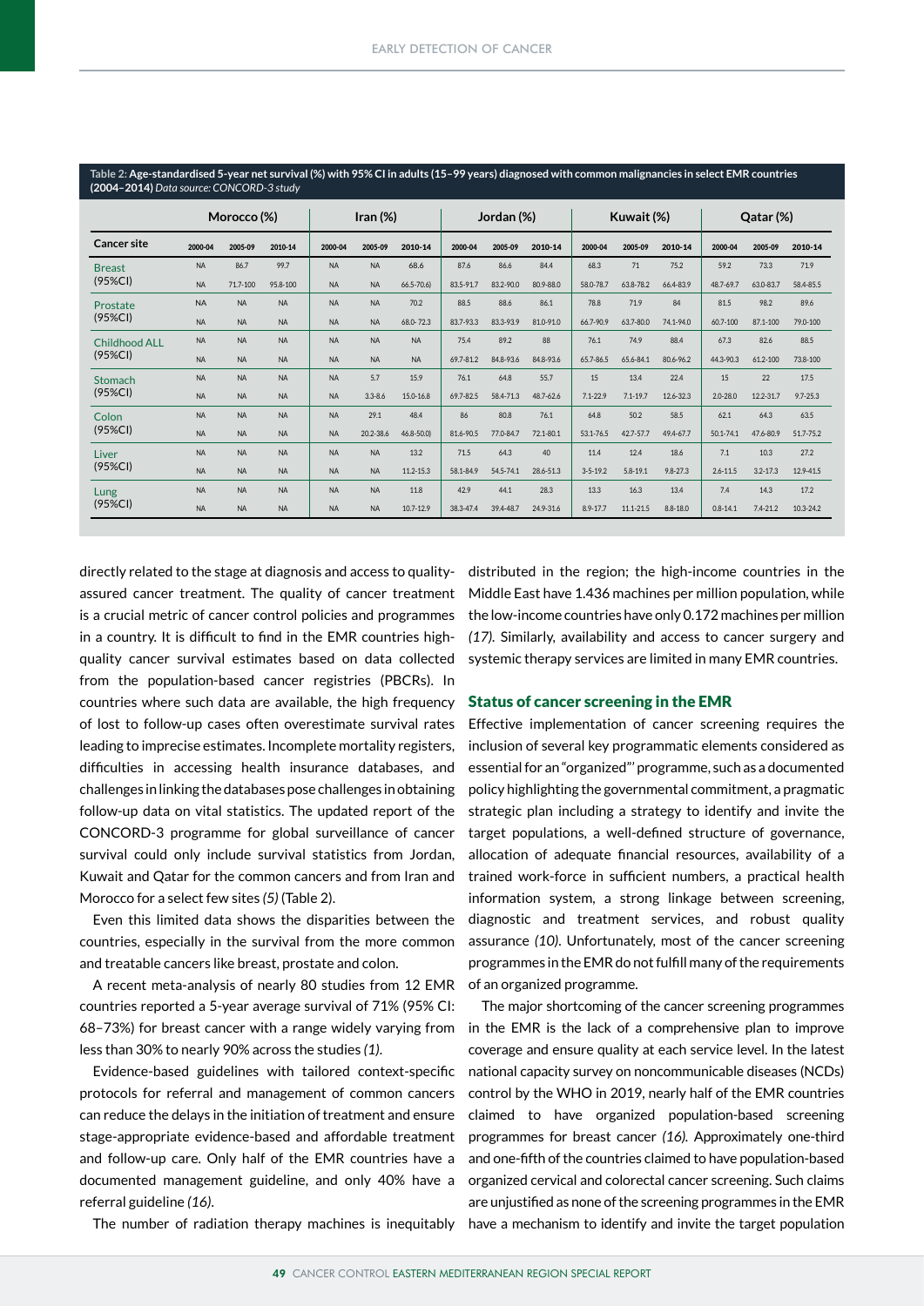**Table 2: Age-standardised 5-year net survival (%) with 95% CI in adults (15–99 years) diagnosed with common malignancies in select EMR countries (2004–2014)** *Data source: CONCORD-3 study*

| Cancer site | Morocco (%) | | | Iran (%) | | | Jordan (%) | | | Kuwait (%) | | | Qatar (%) | | |
|---|---|---|---|---|---|---|---|---|---|---|---|---|---|---|---|
| | 2000-04 | 2005-09 | 2010-14 | 2000-04 | 2005-09 | 2010-14 | 2000-04 | 2005-09 | 2010-14 | 2000-04 | 2005-09 | 2010-14 | 2000-04 | 2005-09 | 2010-14 |
| Breast | NA | 86.7 | 99.7 | NA | NA | 68.6 | 87.6 | 86.6 | 84.4 | 68.3 | 71 | 75.2 | 59.2 | 73.3 | 71.9 |
| (95%CI) | NA | 71.7-100 | 95.8-100 | NA | NA | 66.5-70.6) | 83.5-91.7 | 83.2-90.0 | 80.9-88.0 | 58.0-78.7 | 63.8-78.2 | 66.4-83.9 | 48.7-69.7 | 63.0-83.7 | 58.4-85.5 |
| Prostate | NA | NA | NA | NA | NA | 70.2 | 88.5 | 88.6 | 86.1 | 78.8 | 71.9 | 84 | 81.5 | 98.2 | 89.6 |
| (95%CI) | NA | NA | NA | NA | NA | 68.0-72.3 | 83.7-93.3 | 83.3-93.9 | 81.0-91.0 | 66.7-90.9 | 63.7-80.0 | 74.1-94.0 | 60.7-100 | 87.1-100 | 79.0-100 |
| Childhood ALL | NA | NA | NA | NA | NA | NA | 75.4 | 89.2 | 88 | 76.1 | 74.9 | 88.4 | 67.3 | 82.6 | 88.5 |
| (95%CI) | NA | NA | NA | NA | NA | NA | 69.7-81.2 | 84.8-93.6 | 84.8-93.6 | 65.7-86.5 | 65.6-84.1 | 80.6-96.2 | 44.3-90.3 | 61.2-100 | 73.8-100 |
| Stomach | NA | NA | NA | NA | 5.7 | 15.9 | 76.1 | 64.8 | 55.7 | 15 | 13.4 | 22.4 | 15 | 22 | 17.5 |
| (95%CI) | NA | NA | NA | NA | 3.3-8.6 | 15.0-16.8 | 69.7-82.5 | 58.4-71.3 | 48.7-62.6 | 7.1-22.9 | 7.1-19.7 | 12.6-32.3 | 2.0-28.0 | 12.2-31.7 | 9.7-25.3 |
| Colon | NA | NA | NA | NA | 29.1 | 48.4 | 86 | 80.8 | 76.1 | 64.8 | 50.2 | 58.5 | 62.1 | 64.3 | 63.5 |
| (95%CI) | NA | NA | NA | NA | 20.2-38.6 | 46.8-50.0) | 81.6-90.5 | 77.0-84.7 | 72.1-80.1 | 53.1-76.5 | 42.7-57.7 | 49.4-67.7 | 50.1-74.1 | 47.6-80.9 | 51.7-75.2 |
| Liver | NA | NA | NA | NA | NA | 13.2 | 71.5 | 64.3 | 40 | 11.4 | 12.4 | 18.6 | 7.1 | 10.3 | 27.2 |
| (95%CI) | NA | NA | NA | NA | NA | 11.2-15.3 | 58.1-84.9 | 54.5-74.1 | 28.6-51.3 | 3-5-19.2 | 5.8-19.1 | 9.8-27.3 | 2.6-11.5 | 3.2-17.3 | 12.9-41.5 |
| Lung | NA | NA | NA | NA | NA | 11.8 | 42.9 | 44.1 | 28.3 | 13.3 | 16.3 | 13.4 | 7.4 | 14.3 | 17.2 |
| (95%CI) | NA | NA | NA | NA | NA | 10.7-12.9 | 38.3-47.4 | 39.4-48.7 | 24.9-31.6 | 8.9-17.7 | 11.1-21.5 | 8.8-18.0 | 0.8-14.1 | 7.4-21.2 | 10.3-24.2 |

directly related to the stage at diagnosis and access to quality-assured cancer treatment. The quality of cancer treatment is a crucial metric of cancer control policies and programmes in a country. It is difficult to find in the EMR countries high-quality cancer survival estimates based on data collected from the population-based cancer registries (PBCRs). In countries where such data are available, the high frequency of lost to follow-up cases often overestimate survival rates leading to imprecise estimates. Incomplete mortality registers, difficulties in accessing health insurance databases, and challenges in linking the databases pose challenges in obtaining follow-up data on vital statistics. The updated report of the CONCORD-3 programme for global surveillance of cancer survival could only include survival statistics from Jordan, Kuwait and Qatar for the common cancers and from Iran and Morocco for a select few sites *(5)* (Table 2).

Even this limited data shows the disparities between the countries, especially in the survival from the more common and treatable cancers like breast, prostate and colon.

A recent meta-analysis of nearly 80 studies from 12 EMR countries reported a 5-year average survival of 71% (95% CI: 68–73%) for breast cancer with a range widely varying from less than 30% to nearly 90% across the studies *(1)*.

Evidence-based guidelines with tailored context-specific protocols for referral and management of common cancers can reduce the delays in the initiation of treatment and ensure stage-appropriate evidence-based and affordable treatment and follow-up care. Only half of the EMR countries have a documented management guideline, and only 40% have a referral guideline *(16)*.

The number of radiation therapy machines is inequitably distributed in the region; the high-income countries in the Middle East have 1.436 machines per million population, while the low-income countries have only 0.172 machines per million *(17)*. Similarly, availability and access to cancer surgery and systemic therapy services are limited in many EMR countries.

## Status of cancer screening in the EMR

Effective implementation of cancer screening requires the inclusion of several key programmatic elements considered as essential for an "organized"' programme, such as a documented policy highlighting the governmental commitment, a pragmatic strategic plan including a strategy to identify and invite the target populations, a well-defined structure of governance, allocation of adequate financial resources, availability of a trained work-force in sufficient numbers, a practical health information system, a strong linkage between screening, diagnostic and treatment services, and robust quality assurance *(10)*. Unfortunately, most of the cancer screening programmes in the EMR do not fulfill many of the requirements of an organized programme.

The major shortcoming of the cancer screening programmes in the EMR is the lack of a comprehensive plan to improve coverage and ensure quality at each service level. In the latest national capacity survey on noncommunicable diseases (NCDs) control by the WHO in 2019, nearly half of the EMR countries claimed to have organized population-based screening programmes for breast cancer *(16)*. Approximately one-third and one-fifth of the countries claimed to have population-based organized cervical and colorectal cancer screening. Such claims are unjustified as none of the screening programmes in the EMR have a mechanism to identify and invite the target population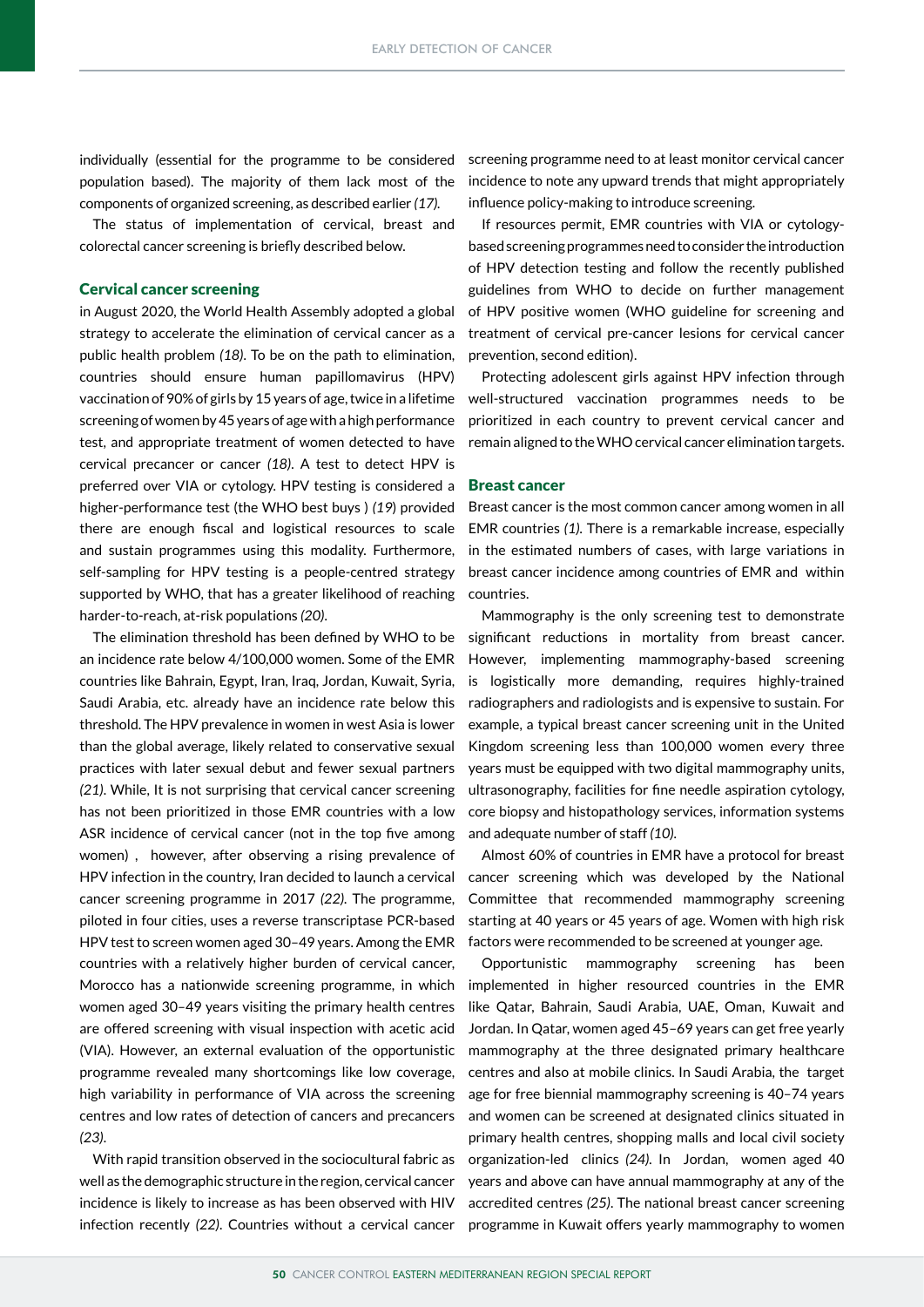individually (essential for the programme to be considered population based). The majority of them lack most of the components of organized screening, as described earlier *(17)*.

The status of implementation of cervical, breast and colorectal cancer screening is briefly described below.

## Cervical cancer screening

in August 2020, the World Health Assembly adopted a global strategy to accelerate the elimination of cervical cancer as a public health problem *(18)*. To be on the path to elimination, countries should ensure human papillomavirus (HPV) vaccination of 90% of girls by 15 years of age, twice in a lifetime screening of women by 45 years of age with a high performance test, and appropriate treatment of women detected to have cervical precancer or cancer *(18)*. A test to detect HPV is preferred over VIA or cytology. HPV testing is considered a higher-performance test (the WHO best buys ) *(19*) provided there are enough fiscal and logistical resources to scale and sustain programmes using this modality. Furthermore, self-sampling for HPV testing is a people-centred strategy supported by WHO, that has a greater likelihood of reaching harder-to-reach, at-risk populations *(20)*.

The elimination threshold has been defined by WHO to be an incidence rate below 4/100,000 women. Some of the EMR countries like Bahrain, Egypt, Iran, Iraq, Jordan, Kuwait, Syria, Saudi Arabia, etc. already have an incidence rate below this threshold. The HPV prevalence in women in west Asia is lower than the global average, likely related to conservative sexual practices with later sexual debut and fewer sexual partners *(21)*. While, It is not surprising that cervical cancer screening has not been prioritized in those EMR countries with a low ASR incidence of cervical cancer (not in the top five among women) , however, after observing a rising prevalence of HPV infection in the country, Iran decided to launch a cervical cancer screening programme in 2017 *(22)*. The programme, piloted in four cities, uses a reverse transcriptase PCR-based HPV test to screen women aged 30–49 years. Among the EMR countries with a relatively higher burden of cervical cancer, Morocco has a nationwide screening programme, in which women aged 30–49 years visiting the primary health centres are offered screening with visual inspection with acetic acid (VIA). However, an external evaluation of the opportunistic programme revealed many shortcomings like low coverage, high variability in performance of VIA across the screening centres and low rates of detection of cancers and precancers *(23)*.

With rapid transition observed in the sociocultural fabric as well as the demographic structure in the region, cervical cancer incidence is likely to increase as has been observed with HIV infection recently *(22)*. Countries without a cervical cancer screening programme need to at least monitor cervical cancer incidence to note any upward trends that might appropriately influence policy-making to introduce screening.

If resources permit, EMR countries with VIA or cytology-based screening programmes need to consider the introduction of HPV detection testing and follow the recently published guidelines from WHO to decide on further management of HPV positive women (WHO guideline for screening and treatment of cervical pre-cancer lesions for cervical cancer prevention, second edition).

Protecting adolescent girls against HPV infection through well-structured vaccination programmes needs to be prioritized in each country to prevent cervical cancer and remain aligned to the WHO cervical cancer elimination targets.

## Breast cancer

Breast cancer is the most common cancer among women in all EMR countries *(1)*. There is a remarkable increase, especially in the estimated numbers of cases, with large variations in breast cancer incidence among countries of EMR and within countries.

Mammography is the only screening test to demonstrate significant reductions in mortality from breast cancer. However, implementing mammography-based screening is logistically more demanding, requires highly-trained radiographers and radiologists and is expensive to sustain. For example, a typical breast cancer screening unit in the United Kingdom screening less than 100,000 women every three years must be equipped with two digital mammography units, ultrasonography, facilities for fine needle aspiration cytology, core biopsy and histopathology services, information systems and adequate number of staff *(10)*.

Almost 60% of countries in EMR have a protocol for breast cancer screening which was developed by the National Committee that recommended mammography screening starting at 40 years or 45 years of age. Women with high risk factors were recommended to be screened at younger age.

Opportunistic mammography screening has been implemented in higher resourced countries in the EMR like Qatar, Bahrain, Saudi Arabia, UAE, Oman, Kuwait and Jordan. In Qatar, women aged 45–69 years can get free yearly mammography at the three designated primary healthcare centres and also at mobile clinics. In Saudi Arabia, the target age for free biennial mammography screening is 40–74 years and women can be screened at designated clinics situated in primary health centres, shopping malls and local civil society organization-led clinics *(24)*. In Jordan, women aged 40 years and above can have annual mammography at any of the accredited centres *(25)*. The national breast cancer screening programme in Kuwait offers yearly mammography to women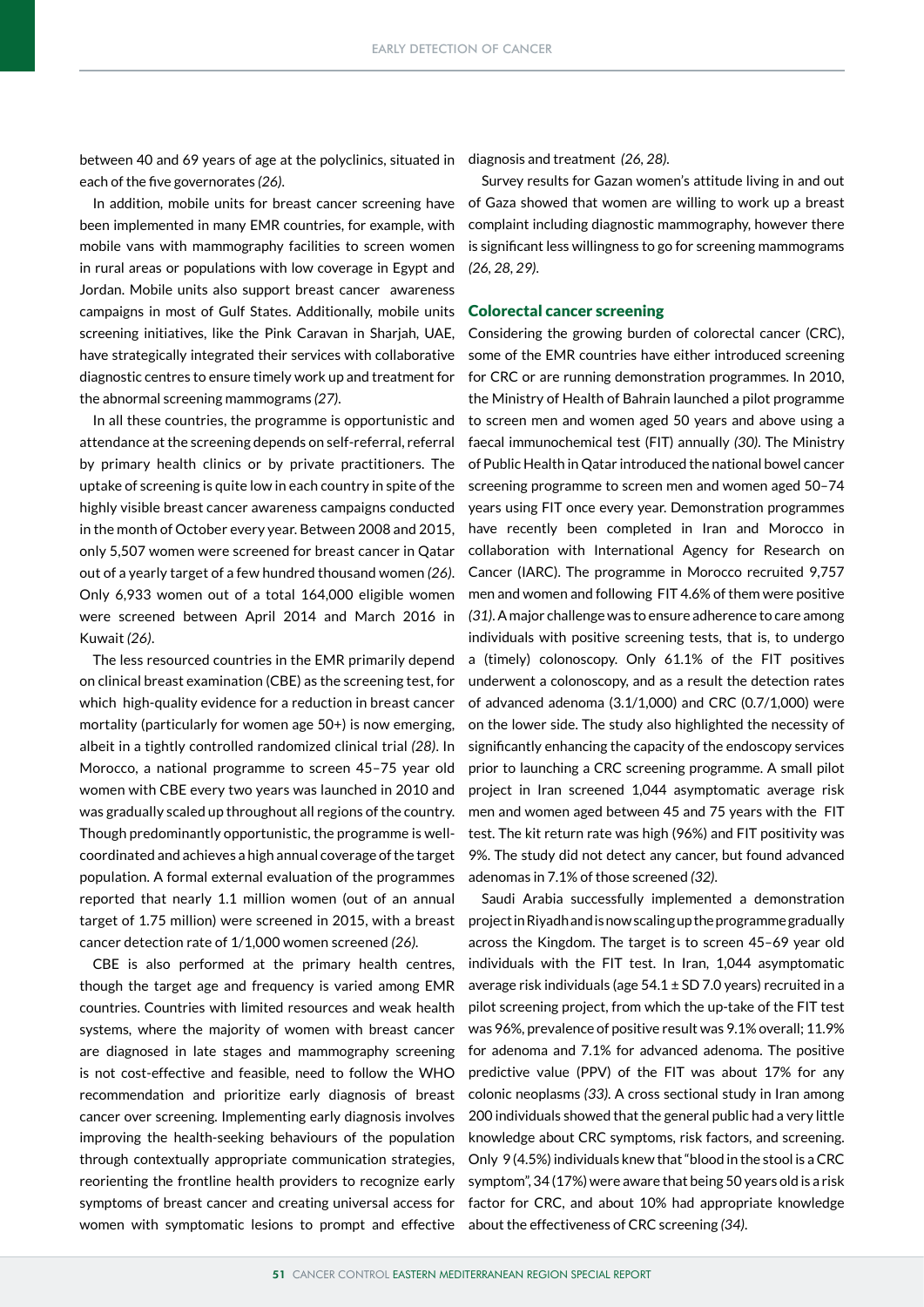between 40 and 69 years of age at the polyclinics, situated in each of the five governorates *(26)*.

In addition, mobile units for breast cancer screening have been implemented in many EMR countries, for example, with mobile vans with mammography facilities to screen women in rural areas or populations with low coverage in Egypt and Jordan. Mobile units also support breast cancer awareness campaigns in most of Gulf States. Additionally, mobile units screening initiatives, like the Pink Caravan in Sharjah, UAE, have strategically integrated their services with collaborative diagnostic centres to ensure timely work up and treatment for the abnormal screening mammograms *(27)*.

In all these countries, the programme is opportunistic and attendance at the screening depends on self-referral, referral by primary health clinics or by private practitioners. The uptake of screening is quite low in each country in spite of the highly visible breast cancer awareness campaigns conducted in the month of October every year. Between 2008 and 2015, only 5,507 women were screened for breast cancer in Qatar out of a yearly target of a few hundred thousand women *(26)*. Only 6,933 women out of a total 164,000 eligible women were screened between April 2014 and March 2016 in Kuwait *(26)*.

The less resourced countries in the EMR primarily depend on clinical breast examination (CBE) as the screening test, for which high-quality evidence for a reduction in breast cancer mortality (particularly for women age 50+) is now emerging, albeit in a tightly controlled randomized clinical trial *(28)*. In Morocco, a national programme to screen 45–75 year old women with CBE every two years was launched in 2010 and was gradually scaled up throughout all regions of the country. Though predominantly opportunistic, the programme is well-coordinated and achieves a high annual coverage of the target population. A formal external evaluation of the programmes reported that nearly 1.1 million women (out of an annual target of 1.75 million) were screened in 2015, with a breast cancer detection rate of 1/1,000 women screened *(26)*.

CBE is also performed at the primary health centres, though the target age and frequency is varied among EMR countries. Countries with limited resources and weak health systems, where the majority of women with breast cancer are diagnosed in late stages and mammography screening is not cost-effective and feasible, need to follow the WHO recommendation and prioritize early diagnosis of breast cancer over screening. Implementing early diagnosis involves improving the health-seeking behaviours of the population through contextually appropriate communication strategies, reorienting the frontline health providers to recognize early symptoms of breast cancer and creating universal access for women with symptomatic lesions to prompt and effective diagnosis and treatment *(26, 28)*.

Survey results for Gazan women's attitude living in and out of Gaza showed that women are willing to work up a breast complaint including diagnostic mammography, however there is significant less willingness to go for screening mammograms *(26, 28, 29)*.

## Colorectal cancer screening

Considering the growing burden of colorectal cancer (CRC), some of the EMR countries have either introduced screening for CRC or are running demonstration programmes. In 2010, the Ministry of Health of Bahrain launched a pilot programme to screen men and women aged 50 years and above using a faecal immunochemical test (FIT) annually *(30)*. The Ministry of Public Health in Qatar introduced the national bowel cancer screening programme to screen men and women aged 50–74 years using FIT once every year. Demonstration programmes have recently been completed in Iran and Morocco in collaboration with International Agency for Research on Cancer (IARC). The programme in Morocco recruited 9,757 men and women and following FIT 4.6% of them were positive *(31)*. A major challenge was to ensure adherence to care among individuals with positive screening tests, that is, to undergo a (timely) colonoscopy. Only 61.1% of the FIT positives underwent a colonoscopy, and as a result the detection rates of advanced adenoma (3.1/1,000) and CRC (0.7/1,000) were on the lower side. The study also highlighted the necessity of significantly enhancing the capacity of the endoscopy services prior to launching a CRC screening programme. A small pilot project in Iran screened 1,044 asymptomatic average risk men and women aged between 45 and 75 years with the FIT test. The kit return rate was high (96%) and FIT positivity was 9%. The study did not detect any cancer, but found advanced adenomas in 7.1% of those screened *(32)*.

Saudi Arabia successfully implemented a demonstration project in Riyadh and is now scaling up the programme gradually across the Kingdom. The target is to screen 45–69 year old individuals with the FIT test. In Iran, 1,044 asymptomatic average risk individuals (age 54.1 ± SD 7.0 years) recruited in a pilot screening project, from which the up-take of the FIT test was 96%, prevalence of positive result was 9.1% overall; 11.9% for adenoma and 7.1% for advanced adenoma. The positive predictive value (PPV) of the FIT was about 17% for any colonic neoplasms *(33)*. A cross sectional study in Iran among 200 individuals showed that the general public had a very little knowledge about CRC symptoms, risk factors, and screening. Only 9 (4.5%) individuals knew that "blood in the stool is a CRC symptom", 34 (17%) were aware that being 50 years old is a risk factor for CRC, and about 10% had appropriate knowledge about the effectiveness of CRC screening *(34)*.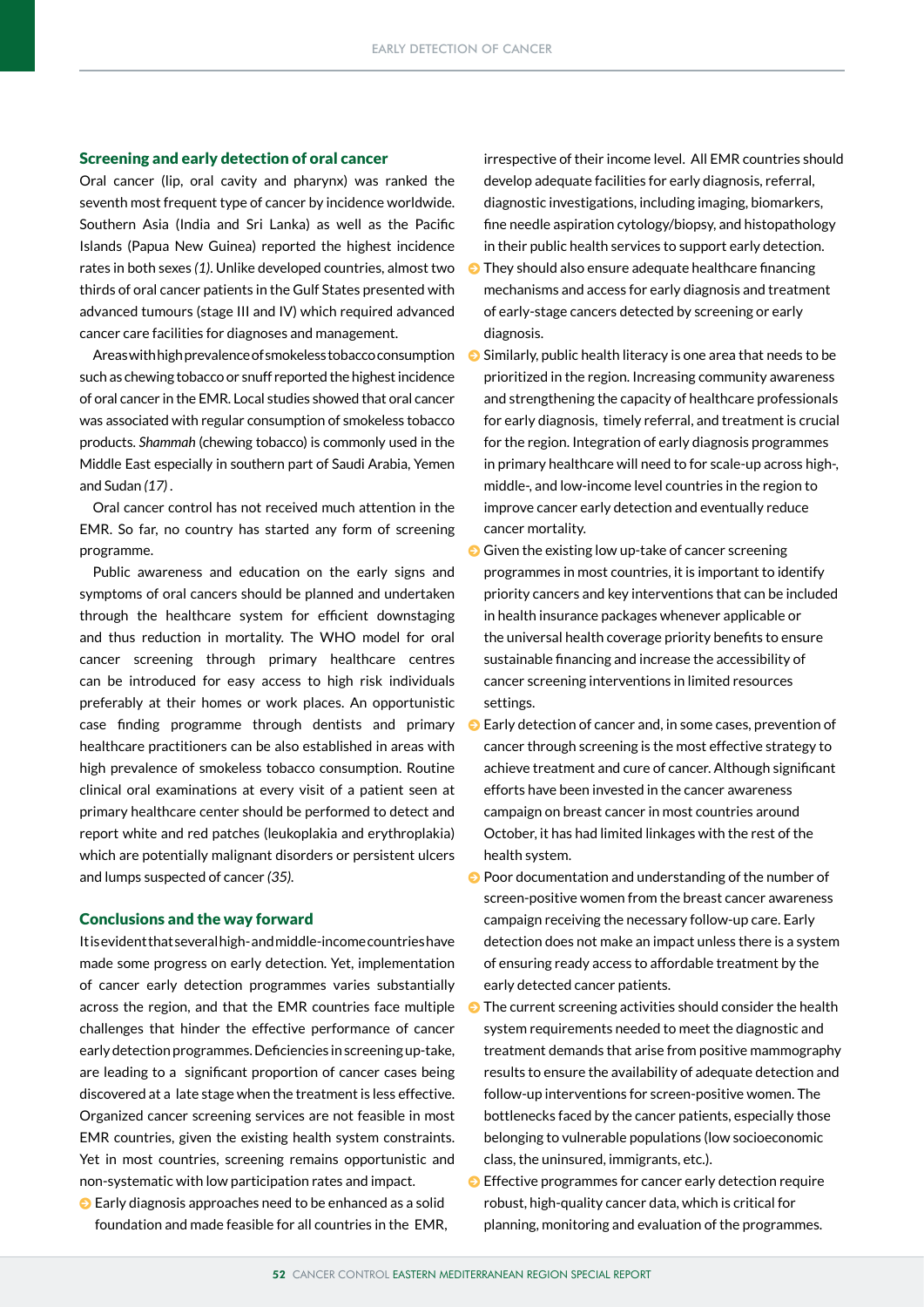## Screening and early detection of oral cancer

Oral cancer (lip, oral cavity and pharynx) was ranked the seventh most frequent type of cancer by incidence worldwide. Southern Asia (India and Sri Lanka) as well as the Pacific Islands (Papua New Guinea) reported the highest incidence rates in both sexes *(1)*. Unlike developed countries, almost two thirds of oral cancer patients in the Gulf States presented with advanced tumours (stage III and IV) which required advanced cancer care facilities for diagnoses and management.

Areas with high prevalence of smokeless tobacco consumption such as chewing tobacco or snuff reported the highest incidence of oral cancer in the EMR. Local studies showed that oral cancer was associated with regular consumption of smokeless tobacco products. *Shammah* (chewing tobacco) is commonly used in the Middle East especially in southern part of Saudi Arabia, Yemen and Sudan *(17)* .

Oral cancer control has not received much attention in the EMR. So far, no country has started any form of screening programme.

Public awareness and education on the early signs and symptoms of oral cancers should be planned and undertaken through the healthcare system for efficient downstaging and thus reduction in mortality. The WHO model for oral cancer screening through primary healthcare centres can be introduced for easy access to high risk individuals preferably at their homes or work places. An opportunistic case finding programme through dentists and primary healthcare practitioners can be also established in areas with high prevalence of smokeless tobacco consumption. Routine clinical oral examinations at every visit of a patient seen at primary healthcare center should be performed to detect and report white and red patches (leukoplakia and erythroplakia) which are potentially malignant disorders or persistent ulcers and lumps suspected of cancer *(35).*

## Conclusions and the way forward

It is evident that several high- and middle-income countries have made some progress on early detection. Yet, implementation of cancer early detection programmes varies substantially across the region, and that the EMR countries face multiple challenges that hinder the effective performance of cancer early detection programmes. Deficiencies in screening up-take, are leading to a significant proportion of cancer cases being discovered at a late stage when the treatment is less effective. Organized cancer screening services are not feasible in most EMR countries, given the existing health system constraints. Yet in most countries, screening remains opportunistic and non-systematic with low participation rates and impact.

- Early diagnosis approaches need to be enhanced as a solid foundation and made feasible for all countries in the EMR, irrespective of their income level. All EMR countries should develop adequate facilities for early diagnosis, referral, diagnostic investigations, including imaging, biomarkers, fine needle aspiration cytology/biopsy, and histopathology in their public health services to support early detection.
- They should also ensure adequate healthcare financing mechanisms and access for early diagnosis and treatment of early-stage cancers detected by screening or early diagnosis.
- Similarly, public health literacy is one area that needs to be prioritized in the region. Increasing community awareness and strengthening the capacity of healthcare professionals for early diagnosis, timely referral, and treatment is crucial for the region. Integration of early diagnosis programmes in primary healthcare will need to for scale-up across high-, middle-, and low-income level countries in the region to improve cancer early detection and eventually reduce cancer mortality.
- Given the existing low up-take of cancer screening programmes in most countries, it is important to identify priority cancers and key interventions that can be included in health insurance packages whenever applicable or the universal health coverage priority benefits to ensure sustainable financing and increase the accessibility of cancer screening interventions in limited resources settings.
- Early detection of cancer and, in some cases, prevention of cancer through screening is the most effective strategy to achieve treatment and cure of cancer. Although significant efforts have been invested in the cancer awareness campaign on breast cancer in most countries around October, it has had limited linkages with the rest of the health system.
- Poor documentation and understanding of the number of screen-positive women from the breast cancer awareness campaign receiving the necessary follow-up care. Early detection does not make an impact unless there is a system of ensuring ready access to affordable treatment by the early detected cancer patients.
- The current screening activities should consider the health system requirements needed to meet the diagnostic and treatment demands that arise from positive mammography results to ensure the availability of adequate detection and follow-up interventions for screen-positive women. The bottlenecks faced by the cancer patients, especially those belonging to vulnerable populations (low socioeconomic class, the uninsured, immigrants, etc.).
- Effective programmes for cancer early detection require robust, high-quality cancer data, which is critical for planning, monitoring and evaluation of the programmes.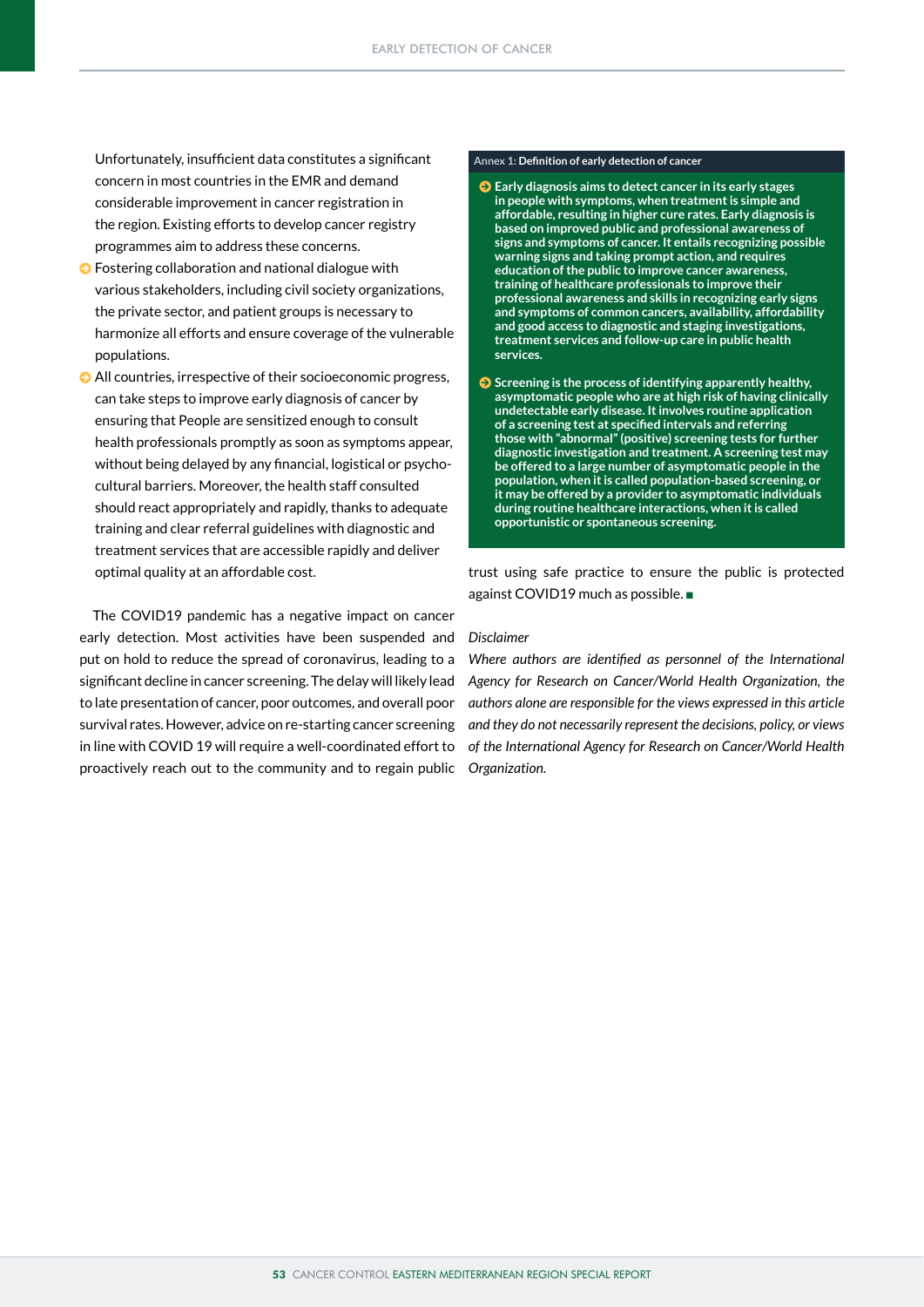Unfortunately, insufficient data constitutes a significant concern in most countries in the EMR and demand considerable improvement in cancer registration in the region. Existing efforts to develop cancer registry programmes aim to address these concerns.

- Fostering collaboration and national dialogue with various stakeholders, including civil society organizations, the private sector, and patient groups is necessary to harmonize all efforts and ensure coverage of the vulnerable populations.
- All countries, irrespective of their socioeconomic progress, can take steps to improve early diagnosis of cancer by ensuring that People are sensitized enough to consult health professionals promptly as soon as symptoms appear, without being delayed by any financial, logistical or psycho-cultural barriers. Moreover, the health staff consulted should react appropriately and rapidly, thanks to adequate training and clear referral guidelines with diagnostic and treatment services that are accessible rapidly and deliver optimal quality at an affordable cost.

The COVID19 pandemic has a negative impact on cancer early detection. Most activities have been suspended and put on hold to reduce the spread of coronavirus, leading to a significant decline in cancer screening. The delay will likely lead to late presentation of cancer, poor outcomes, and overall poor survival rates. However, advice on re-starting cancer screening in line with COVID 19 will require a well-coordinated effort to proactively reach out to the community and to regain public trust using safe practice to ensure the public is protected against COVID19 much as possible. ■

> **Annex 1: Definition of early detection of cancer**
>
> - **Early diagnosis aims to detect cancer in its early stages in people with symptoms, when treatment is simple and affordable, resulting in higher cure rates. Early diagnosis is based on improved public and professional awareness of signs and symptoms of cancer. It entails recognizing possible warning signs and taking prompt action, and requires education of the public to improve cancer awareness, training of healthcare professionals to improve their professional awareness and skills in recognizing early signs and symptoms of common cancers, availability, affordability and good access to diagnostic and staging investigations, treatment services and follow-up care in public health services.**
> - **Screening is the process of identifying apparently healthy, asymptomatic people who are at high risk of having clinically undetectable early disease. It involves routine application of a screening test at specified intervals and referring those with "abnormal" (positive) screening tests for further diagnostic investigation and treatment. A screening test may be offered to a large number of asymptomatic people in the population, when it is called population-based screening, or it may be offered by a provider to asymptomatic individuals during routine healthcare interactions, when it is called opportunistic or spontaneous screening.**

*Disclaimer*

*Where authors are identified as personnel of the International Agency for Research on Cancer/World Health Organization, the authors alone are responsible for the views expressed in this article and they do not necessarily represent the decisions, policy, or views of the International Agency for Research on Cancer/World Health Organization.*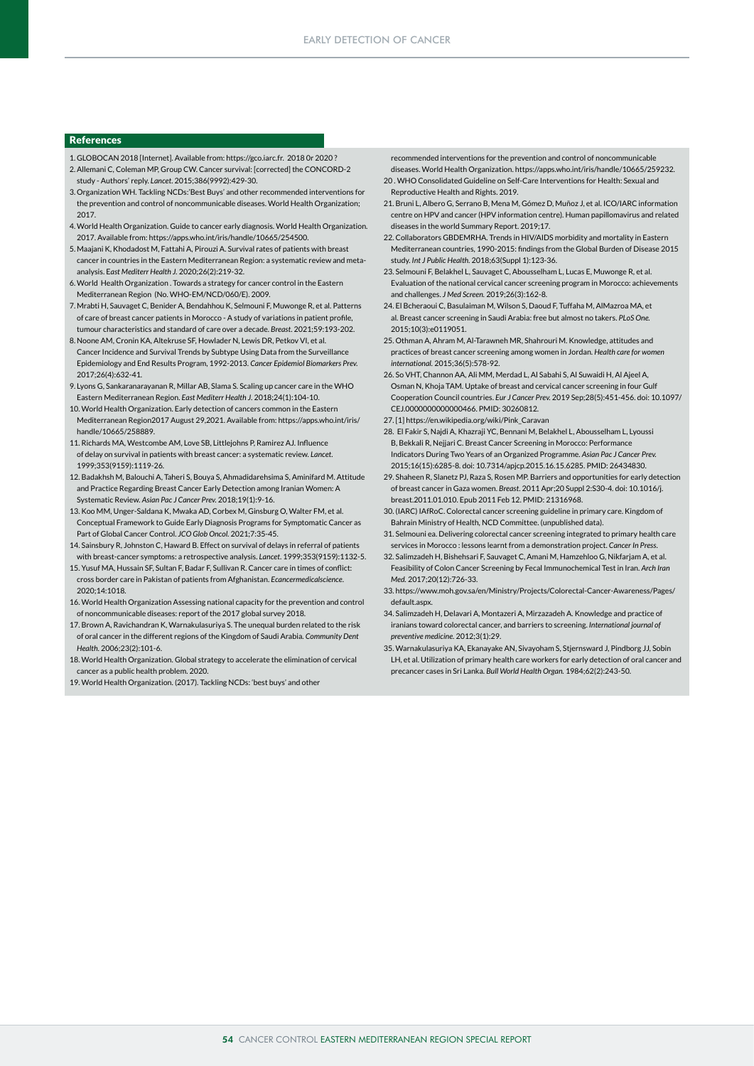## References

1. GLOBOCAN 2018 [Internet]. Available from: https://gco.iarc.fr. 2018 0r 2020 ?
2. Allemani C, Coleman MP, Group CW. Cancer survival: [corrected] the CONCORD-2 study - Authors' reply. *Lancet.* 2015;386(9992):429-30.
3. Organization WH. Tackling NCDs:'Best Buys' and other recommended interventions for the prevention and control of noncommunicable diseases. World Health Organization; 2017.
4. World Health Organization. Guide to cancer early diagnosis. World Health Organization. 2017. Available from: https://apps.who.int/iris/handle/10665/254500.
5. Maajani K, Khodadost M, Fattahi A, Pirouzi A. Survival rates of patients with breast cancer in countries in the Eastern Mediterranean Region: a systematic review and meta-analysis. *East Mediterr Health J.* 2020;26(2):219-32.
6. World Health Organization . Towards a strategy for cancer control in the Eastern Mediterranean Region (No. WHO-EM/NCD/060/E). 2009.
7. Mrabti H, Sauvaget C, Benider A, Bendahhou K, Selmouni F, Muwonge R, et al. Patterns of care of breast cancer patients in Morocco - A study of variations in patient profile, tumour characteristics and standard of care over a decade. *Breast.* 2021;59:193-202.
8. Noone AM, Cronin KA, Altekruse SF, Howlader N, Lewis DR, Petkov VI, et al. Cancer Incidence and Survival Trends by Subtype Using Data from the Surveillance Epidemiology and End Results Program, 1992-2013. *Cancer Epidemiol Biomarkers Prev.* 2017;26(4):632-41.
9. Lyons G, Sankaranarayanan R, Millar AB, Slama S. Scaling up cancer care in the WHO Eastern Mediterranean Region. *East Mediterr Health J.* 2018;24(1):104-10.
10. World Health Organization. Early detection of cancers common in the Eastern Mediterranean Region2017 August 29,2021. Available from: https://apps.who.int/iris/handle/10665/258889.
11. Richards MA, Westcombe AM, Love SB, Littlejohns P, Ramirez AJ. Influence of delay on survival in patients with breast cancer: a systematic review. *Lancet.* 1999;353(9159):1119-26.
12. Badakhsh M, Balouchi A, Taheri S, Bouya S, Ahmadidarehsima S, Aminifard M. Attitude and Practice Regarding Breast Cancer Early Detection among Iranian Women: A Systematic Review. *Asian Pac J Cancer Prev.* 2018;19(1):9-16.
13. Koo MM, Unger-Saldana K, Mwaka AD, Corbex M, Ginsburg O, Walter FM, et al. Conceptual Framework to Guide Early Diagnosis Programs for Symptomatic Cancer as Part of Global Cancer Control. *JCO Glob Oncol.* 2021;7:35-45.
14. Sainsbury R, Johnston C, Haward B. Effect on survival of delays in referral of patients with breast-cancer symptoms: a retrospective analysis. *Lancet.* 1999;353(9159):1132-5.
15. Yusuf MA, Hussain SF, Sultan F, Badar F, Sullivan R. Cancer care in times of conflict: cross border care in Pakistan of patients from Afghanistan. *Ecancermedicalscience.* 2020;14:1018.
16. World Health Organization Assessing national capacity for the prevention and control of noncommunicable diseases: report of the 2017 global survey 2018.
17. Brown A, Ravichandran K, Warnakulasuriya S. The unequal burden related to the risk of oral cancer in the different regions of the Kingdom of Saudi Arabia. *Community Dent Health.* 2006;23(2):101-6.
18. World Health Organization. Global strategy to accelerate the elimination of cervical cancer as a public health problem. 2020.
19. World Health Organization. (2017). Tackling NCDs: 'best buys' and other recommended interventions for the prevention and control of noncommunicable diseases. World Health Organization. https://apps.who.int/iris/handle/10665/259232.
20. WHO Consolidated Guideline on Self-Care Interventions for Health: Sexual and Reproductive Health and Rights. 2019.
21. Bruni L, Albero G, Serrano B, Mena M, Gómez D, Muñoz J, et al. ICO/IARC information centre on HPV and cancer (HPV information centre). Human papillomavirus and related diseases in the world Summary Report. 2019;17.
22. Collaborators GBDEMRHA. Trends in HIV/AIDS morbidity and mortality in Eastern Mediterranean countries, 1990-2015: findings from the Global Burden of Disease 2015 study. *Int J Public Health.* 2018;63(Suppl 1):123-36.
23. Selmouni F, Belakhel L, Sauvaget C, Abousselham L, Lucas E, Muwonge R, et al. Evaluation of the national cervical cancer screening program in Morocco: achievements and challenges. *J Med Screen.* 2019;26(3):162-8.
24. El Bcheraoui C, Basulaiman M, Wilson S, Daoud F, Tuffaha M, AlMazroa MA, et al. Breast cancer screening in Saudi Arabia: free but almost no takers. *PLoS One.* 2015;10(3):e0119051.
25. Othman A, Ahram M, Al-Tarawneh MR, Shahrouri M. Knowledge, attitudes and practices of breast cancer screening among women in Jordan. *Health care for women international.* 2015;36(5):578-92.
26. So VHT, Channon AA, Ali MM, Merdad L, Al Sabahi S, Al Suwaidi H, Al Ajeel A, Osman N, Khoja TAM. Uptake of breast and cervical cancer screening in four Gulf Cooperation Council countries. *Eur J Cancer Prev.* 2019 Sep;28(5):451-456. doi: 10.1097/CEJ.0000000000000466. PMID: 30260812.
27. [1] https://en.wikipedia.org/wiki/Pink_Caravan
28. El Fakir S, Najdi A, Khazraji YC, Bennani M, Belakhel L, Abousselham L, Lyoussi B, Bekkali R, Nejjari C. Breast Cancer Screening in Morocco: Performance Indicators During Two Years of an Organized Programme. *Asian Pac J Cancer Prev.* 2015;16(15):6285-8. doi: 10.7314/apjcp.2015.16.15.6285. PMID: 26434830.
29. Shaheen R, Slanetz PJ, Raza S, Rosen MP. Barriers and opportunities for early detection of breast cancer in Gaza women. *Breast.* 2011 Apr;20 Suppl 2:S30-4. doi: 10.1016/j.breast.2011.01.010. Epub 2011 Feb 12. PMID: 21316968.
30. (IARC) IAfRoC. Colorectal cancer screening guideline in primary care. Kingdom of Bahrain Ministry of Health, NCD Committee. (unpublished data).
31. Selmouni ea. Delivering colorectal cancer screening integrated to primary health care services in Morocco : lessons learnt from a demonstration project. *Cancer In Press.*
32. Salimzadeh H, Bishehsari F, Sauvaget C, Amani M, Hamzehloo G, Nikfarjam A, et al. Feasibility of Colon Cancer Screening by Fecal Immunochemical Test in Iran. *Arch Iran Med.* 2017;20(12):726-33.
33. https://www.moh.gov.sa/en/Ministry/Projects/Colorectal-Cancer-Awareness/Pages/default.aspx.
34. Salimzadeh H, Delavari A, Montazeri A, Mirzazadeh A. Knowledge and practice of iranians toward colorectal cancer, and barriers to screening. *International journal of preventive medicine.* 2012;3(1):29.
35. Warnakulasuriya KA, Ekanayake AN, Sivayoham S, Stjernsward J, Pindborg JJ, Sobin LH, et al. Utilization of primary health care workers for early detection of oral cancer and precancer cases in Sri Lanka. *Bull World Health Organ.* 1984;62(2):243-50.